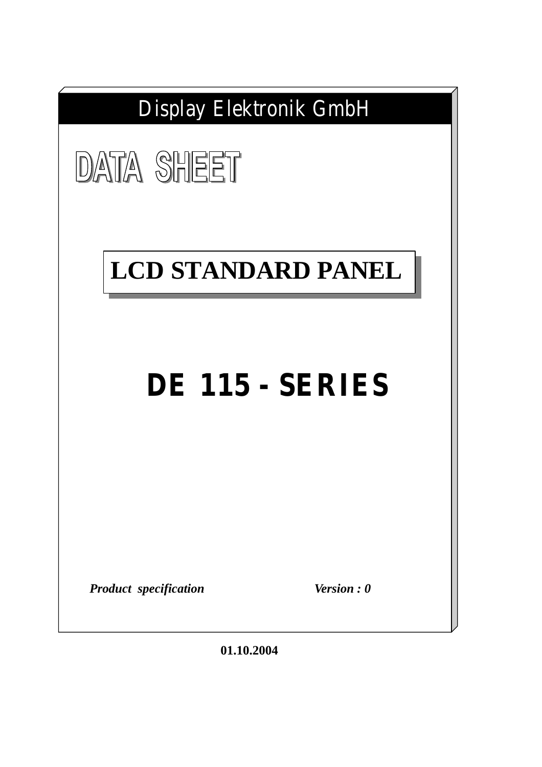Display Elektronik GmbH

# DATA SHEET

## LCD STANDARD PANEL

# DE 115 - SERIES

*Product specification* *Version : 0*

**01.10.2004**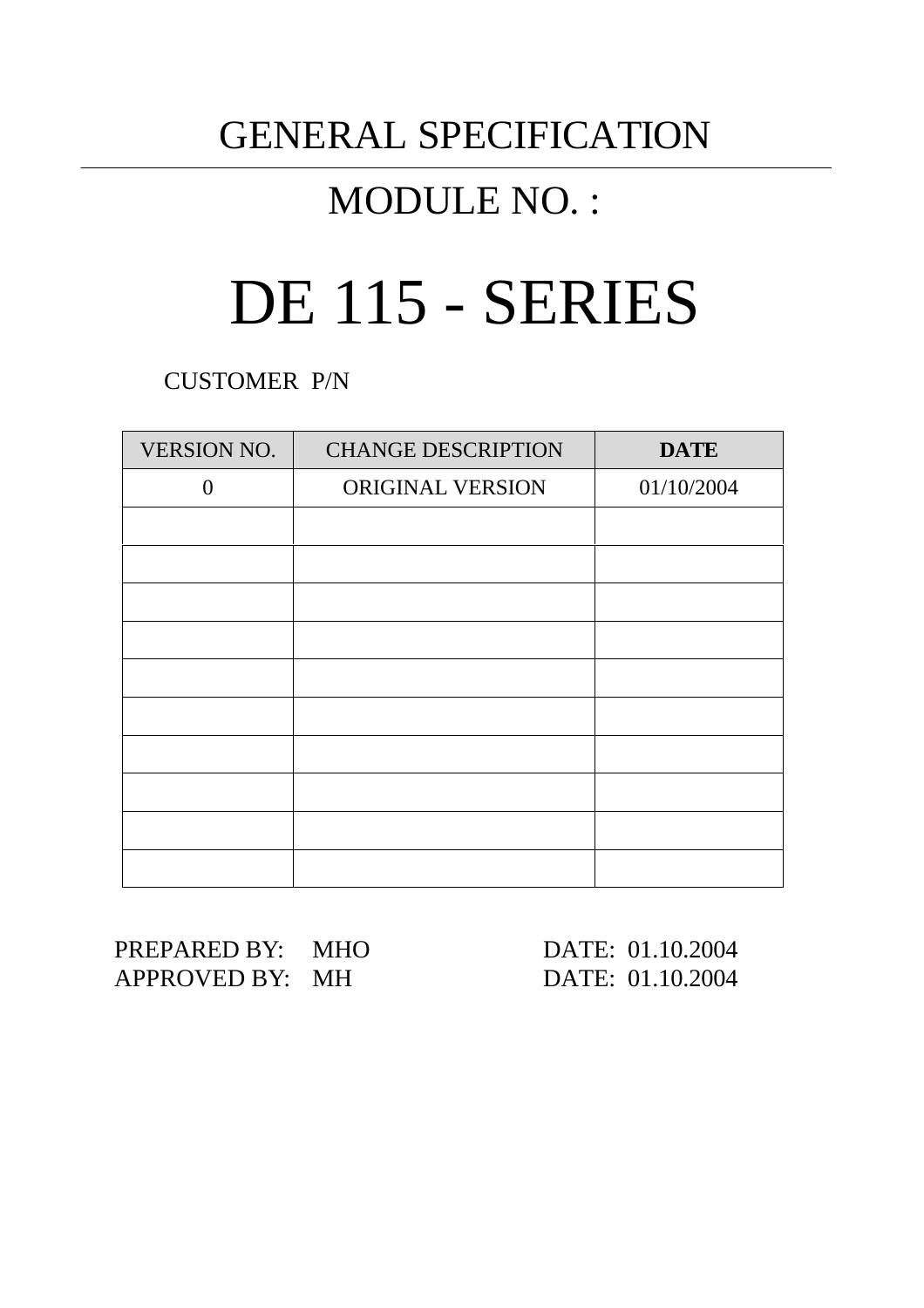# GENERAL SPECIFICATION

## MODULE NO. :

# DE 115 - SERIES

CUSTOMER P/N

| VERSION NO. | CHANGE DESCRIPTION | **DATE** |
|---|---|---|
| 0 | ORIGINAL VERSION | 01/10/2004 |
| | | |
| | | |
| | | |
| | | |
| | | |
| | | |
| | | |
| | | |
| | | |
| | | |

PREPARED BY: MHO DATE: 01.10.2004
APPROVED BY: MH DATE: 01.10.2004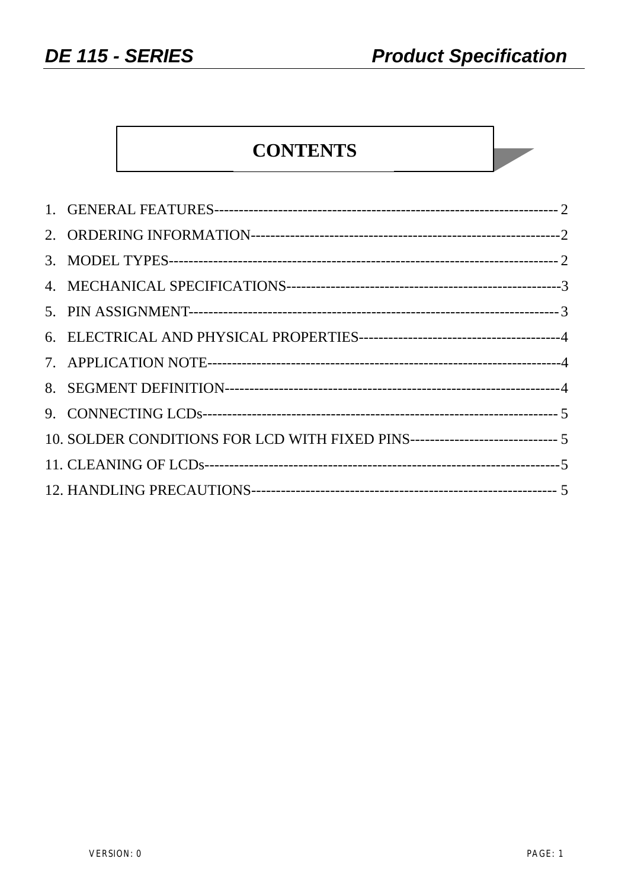# CONTENTS

1. GENERAL FEATURES------------------------------------------------------------------------ 2
2. ORDERING INFORMATION----------------------------------------------------------------2
3. MODEL TYPES---------------------------------------------------------------------------- 2
4. MECHANICAL SPECIFICATIONS-----------------------------------------------------3
5. PIN ASSIGNMENT------------------------------------------------------------------------3
6. ELECTRICAL AND PHYSICAL PROPERTIES----------------------------------------4
7. APPLICATION NOTE-------------------------------------------------------------------4
8. SEGMENT DEFINITION-----------------------------------------------------------------4
9. CONNECTING LCDs--------------------------------------------------------------------- 5
10. SOLDER CONDITIONS FOR LCD WITH FIXED PINS------------------------------ 5
11. CLEANING OF LCDs---------------------------------------------------------------------5
12. HANDLING PRECAUTIONS-------------------------------------------------------------- 5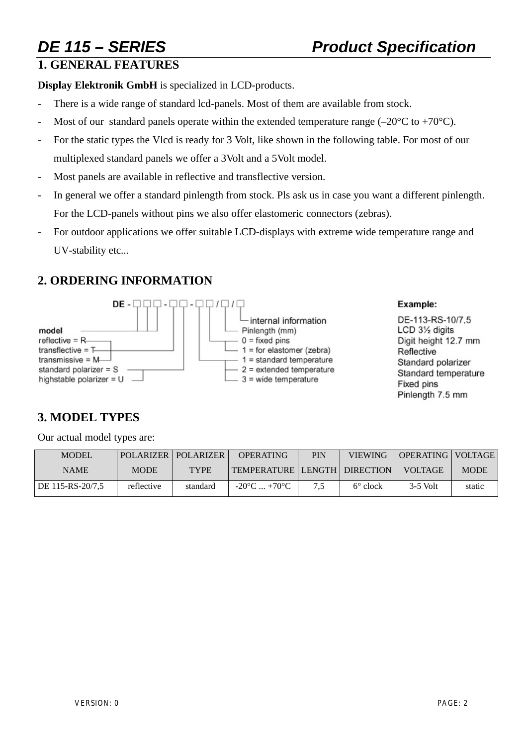# DE 115 – SERIES Product Specification

## 1. GENERAL FEATURES

**Display Elektronik GmbH** is specialized in LCD-products.

- There is a wide range of standard lcd-panels. Most of them are available from stock.
- Most of our standard panels operate within the extended temperature range (–20°C to +70°C).
- For the static types the Vlcd is ready for 3 Volt, like shown in the following table. For most of our multiplexed standard panels we offer a 3Volt and a 5Volt model.
- Most panels are available in reflective and transflective version.
- In general we offer a standard pinlength from stock. Pls ask us in case you want a different pinlength. For the LCD-panels without pins we also offer elastomeric connectors (zebras).
- For outdoor applications we offer suitable LCD-displays with extreme wide temperature range and UV-stability etc...

## 2. ORDERING INFORMATION

DE - □ □ □ - □ □ - □ □ / □ / □

- model
- reflective = R
- transflective = T
- transmissive = M
- standard polarizer = S
- highstable polarizer = U
- 1 = standard temperature
- 2 = extended temperature
- 3 = wide temperature
- 0 = fixed pins
- 1 = for elastomer (zebra)
- Pinlength (mm)
- internal information

**Example:**

DE-113-RS-10/7,5
LCD 3½ digits
Digit height 12.7 mm
Reflective
Standard polarizer
Standard temperature
Fixed pins
Pinlength 7.5 mm

## 3. MODEL TYPES

Our actual model types are:

| MODEL NAME | POLARIZER MODE | POLARIZER TYPE | OPERATING TEMPERATURE | PIN LENGTH | VIEWING DIRECTION | OPERATING VOLTAGE | VOLTAGE MODE |
|---|---|---|---|---|---|---|---|
| DE 115-RS-20/7,5 | reflective | standard | -20°C ... +70°C | 7,5 | 6° clock | 3-5 Volt | static |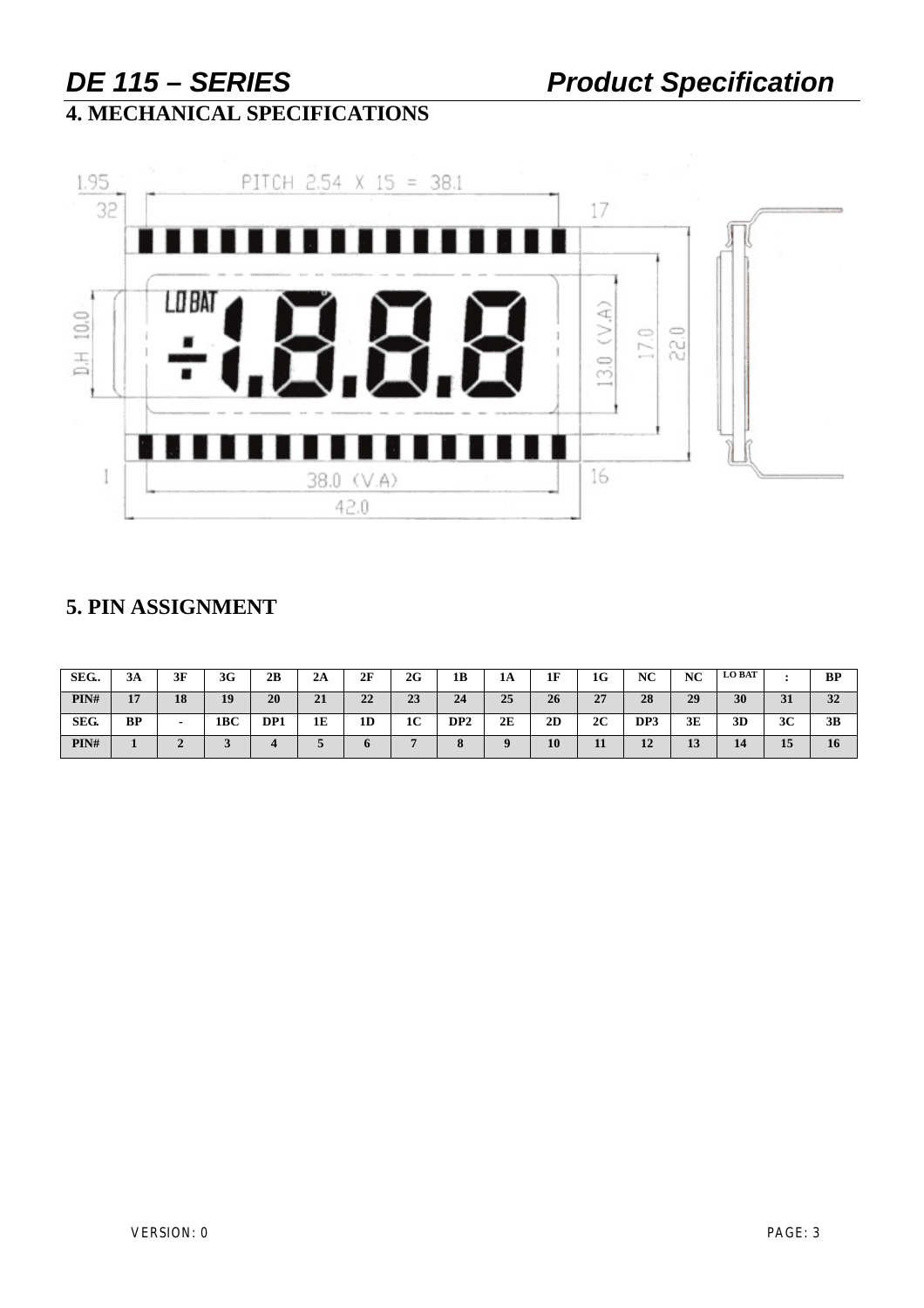## 4. MECHANICAL SPECIFICATIONS

## 5. PIN ASSIGNMENT

| SEG.. | 3A | 3F | 3G | 2B | 2A | 2F | 2G | 1B | 1A | 1F | 1G | NC | NC | LO BAT | : | BP |
|---|---|---|---|---|---|---|---|---|---|---|---|---|---|---|---|---|
| PIN# | 17 | 18 | 19 | 20 | 21 | 22 | 23 | 24 | 25 | 26 | 27 | 28 | 29 | 30 | 31 | 32 |
| SEG. | BP | - | 1BC | DP1 | 1E | 1D | 1C | DP2 | 2E | 2D | 2C | DP3 | 3E | 3D | 3C | 3B |
| PIN# | 1 | 2 | 3 | 4 | 5 | 6 | 7 | 8 | 9 | 10 | 11 | 12 | 13 | 14 | 15 | 16 |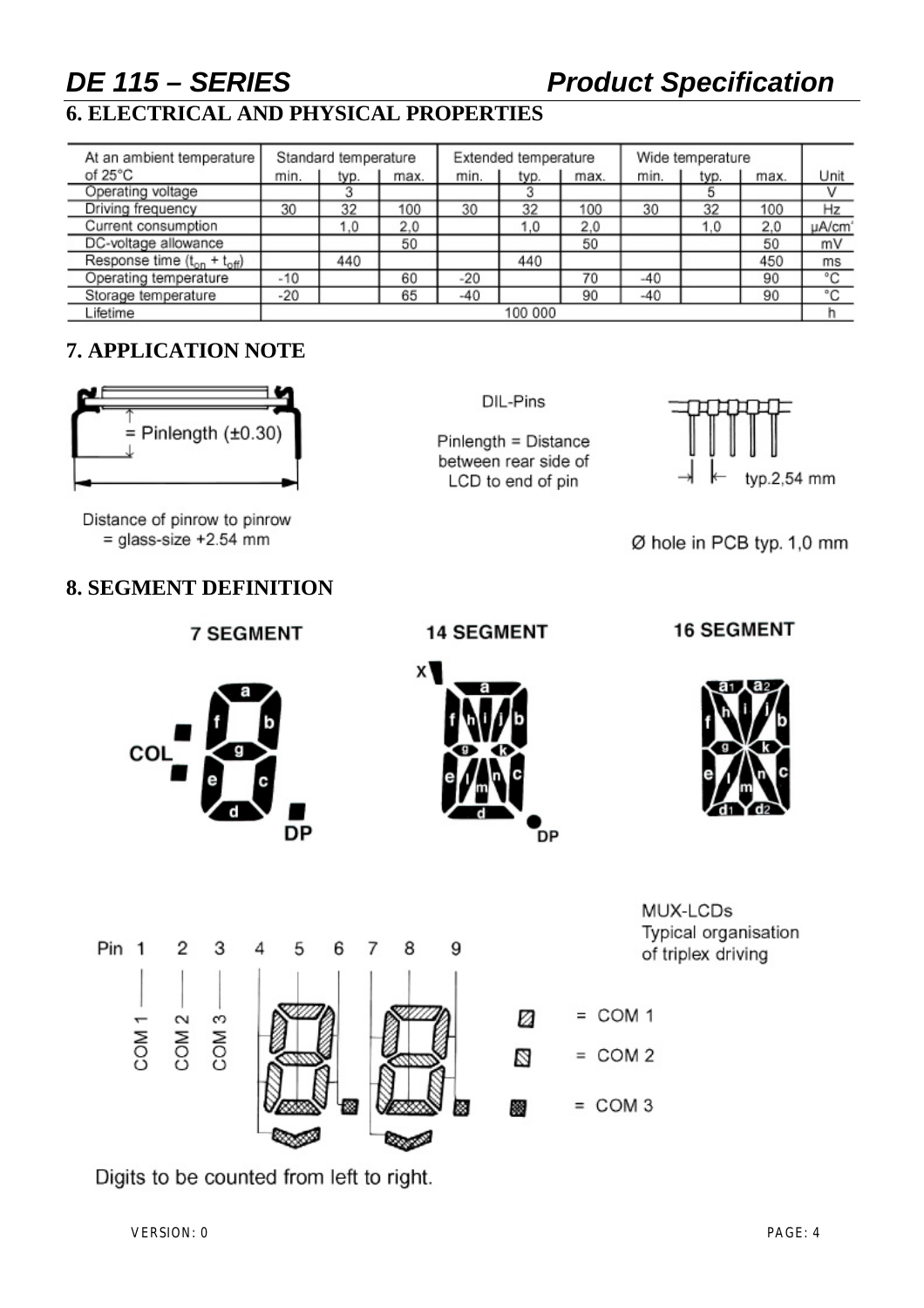## 6. ELECTRICAL AND PHYSICAL PROPERTIES

| At an ambient temperature of 25°C | Standard temperature | | | Extended temperature | | | Wide temperature | | | Unit |
|---|---|---|---|---|---|---|---|---|---|---|
| | min. | typ. | max. | min. | typ. | max. | min. | typ. | max. | |
| Operating voltage | | 3 | | | 3 | | | 5 | | V |
| Driving frequency | 30 | 32 | 100 | 30 | 32 | 100 | 30 | 32 | 100 | Hz |
| Current consumption | | 1,0 | 2,0 | | 1,0 | 2,0 | | 1,0 | 2,0 | µA/cm² |
| DC-voltage allowance | | | 50 | | | 50 | | | 50 | mV |
| Response time ($t_{on}$ + $t_{off}$) | | 440 | | | 440 | | | | 450 | ms |
| Operating temperature | -10 | | 60 | -20 | | 70 | -40 | | 90 | °C |
| Storage temperature | -20 | | 65 | -40 | | 90 | -40 | | 90 | °C |
| Lifetime | 100 000 | | | | | | | | | h |

## 7. APPLICATION NOTE

= Pinlength (±0.30)

Distance of pinrow to pinrow = glass-size +2.54 mm

DIL-Pins

Pinlength = Distance between rear side of LCD to end of pin

typ.2,54 mm

Ø hole in PCB typ. 1,0 mm

## 8. SEGMENT DEFINITION

**7 SEGMENT**

**14 SEGMENT**

**16 SEGMENT**

Pin 1 2 3 4 5 6 7 8 9

COM 1 COM 2 COM 3

MUX-LCDs
Typical organisation of triplex driving

= COM 1

= COM 2

= COM 3

Digits to be counted from left to right.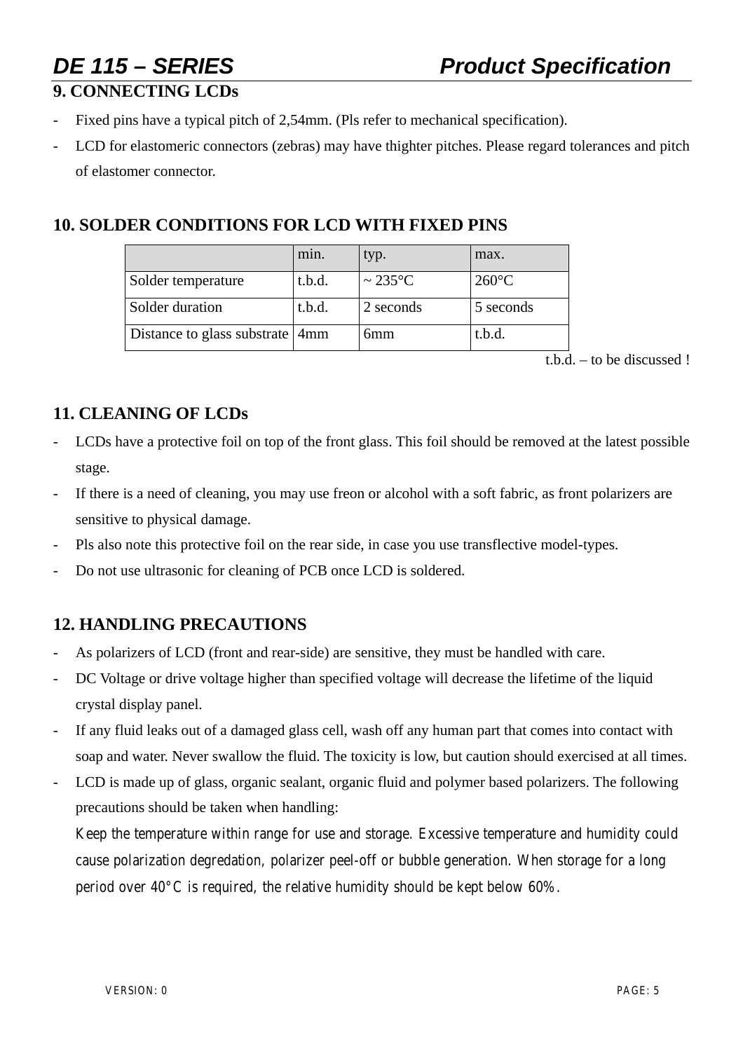## 9. CONNECTING LCDs

- Fixed pins have a typical pitch of 2,54mm. (Pls refer to mechanical specification).
- LCD for elastomeric connectors (zebras) may have thighter pitches. Please regard tolerances and pitch of elastomer connector.

## 10. SOLDER CONDITIONS FOR LCD WITH FIXED PINS

| | min. | typ. | max. |
|---|---|---|---|
| Solder temperature | t.b.d. | ~ 235°C | 260°C |
| Solder duration | t.b.d. | 2 seconds | 5 seconds |
| Distance to glass substrate | 4mm | 6mm | t.b.d. |

t.b.d. – to be discussed !

## 11. CLEANING OF LCDs

- LCDs have a protective foil on top of the front glass. This foil should be removed at the latest possible stage.
- If there is a need of cleaning, you may use freon or alcohol with a soft fabric, as front polarizers are sensitive to physical damage.
- Pls also note this protective foil on the rear side, in case you use transflective model-types.
- Do not use ultrasonic for cleaning of PCB once LCD is soldered.

## 12. HANDLING PRECAUTIONS

- As polarizers of LCD (front and rear-side) are sensitive, they must be handled with care.
- DC Voltage or drive voltage higher than specified voltage will decrease the lifetime of the liquid crystal display panel.
- If any fluid leaks out of a damaged glass cell, wash off any human part that comes into contact with soap and water. Never swallow the fluid. The toxicity is low, but caution should exercised at all times.
- LCD is made up of glass, organic sealant, organic fluid and polymer based polarizers. The following precautions should be taken when handling:

  Keep the temperature within range for use and storage. Excessive temperature and humidity could cause polarization degredation, polarizer peel-off or bubble generation. When storage for a long period over 40°C is required, the relative humidity should be kept below 60%.